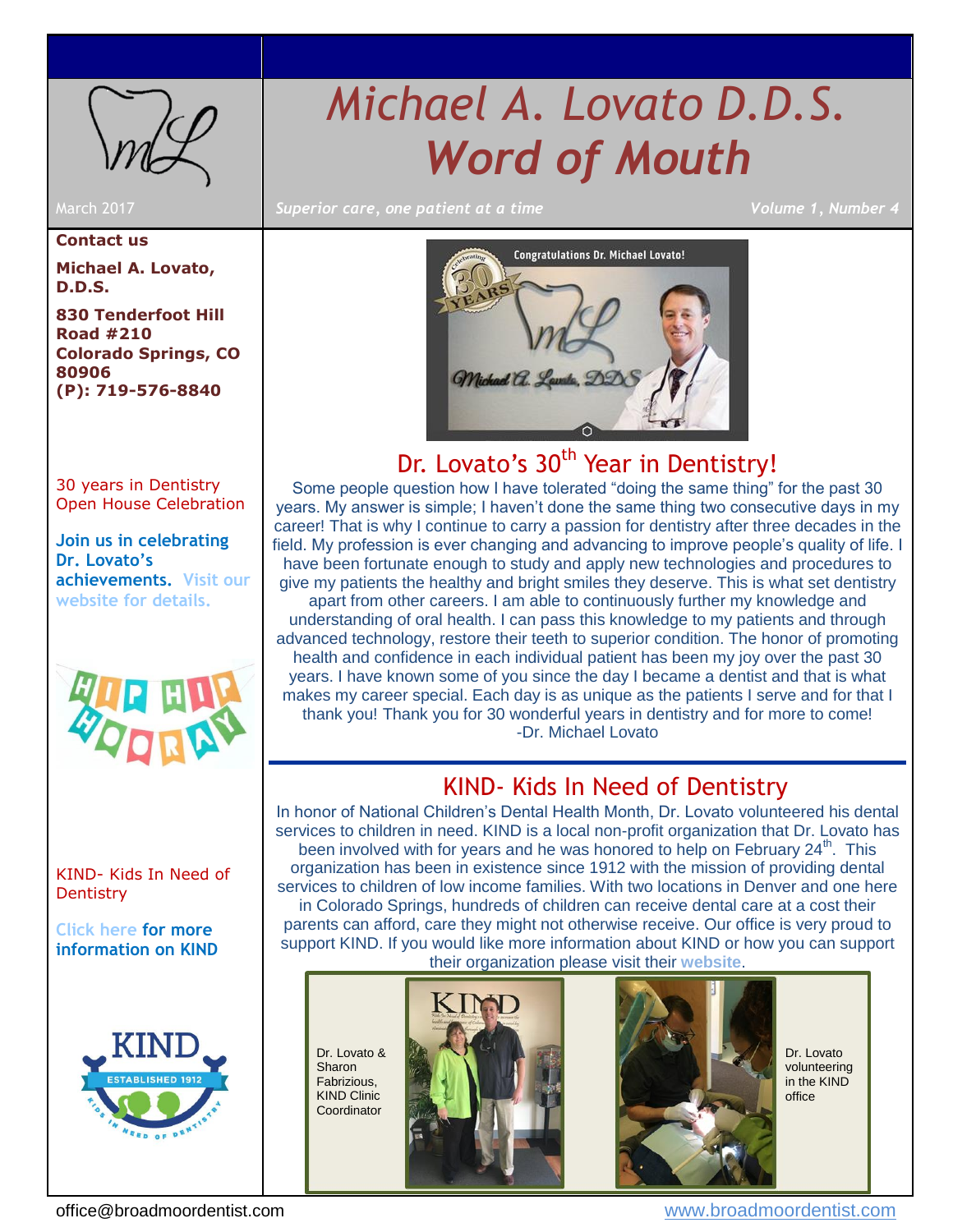# Michael A. Lovato D.D.S.
# *Word of Mouth*

March 2017

*Superior care, one patient at a time*

*Volume 1, Number 4*

**Contact us**

**Michael A. Lovato, D.D.S.**

**830 Tenderfoot Hill Road #210**
**Colorado Springs, CO 80906**
**(P): 719-576-8840**

30 years in Dentistry Open House Celebration

**Join us in celebrating Dr. Lovato's achievements. Visit our website for details.**

KIND- Kids In Need of Dentistry

**Click here for more information on KIND**

## Dr. Lovato's 30th Year in Dentistry!

Some people question how I have tolerated "doing the same thing" for the past 30 years. My answer is simple; I haven't done the same thing two consecutive days in my career! That is why I continue to carry a passion for dentistry after three decades in the field. My profession is ever changing and advancing to improve people's quality of life. I have been fortunate enough to study and apply new technologies and procedures to give my patients the healthy and bright smiles they deserve. This is what set dentistry apart from other careers. I am able to continuously further my knowledge and understanding of oral health. I can pass this knowledge to my patients and through advanced technology, restore their teeth to superior condition. The honor of promoting health and confidence in each individual patient has been my joy over the past 30 years. I have known some of you since the day I became a dentist and that is what makes my career special. Each day is as unique as the patients I serve and for that I thank you! Thank you for 30 wonderful years in dentistry and for more to come!
-Dr. Michael Lovato

## KIND- Kids In Need of Dentistry

In honor of National Children's Dental Health Month, Dr. Lovato volunteered his dental services to children in need. KIND is a local non-profit organization that Dr. Lovato has been involved with for years and he was honored to help on February 24th. This organization has been in existence since 1912 with the mission of providing dental services to children of low income families. With two locations in Denver and one here in Colorado Springs, hundreds of children can receive dental care at a cost their parents can afford, care they might not otherwise receive. Our office is very proud to support KIND. If you would like more information about KIND or how you can support their organization please visit their **website**.

Dr. Lovato & Sharon Fabrizious, KIND Clinic Coordinator

Dr. Lovato volunteering in the KIND office

office@broadmoordentist.com

www.broadmoordentist.com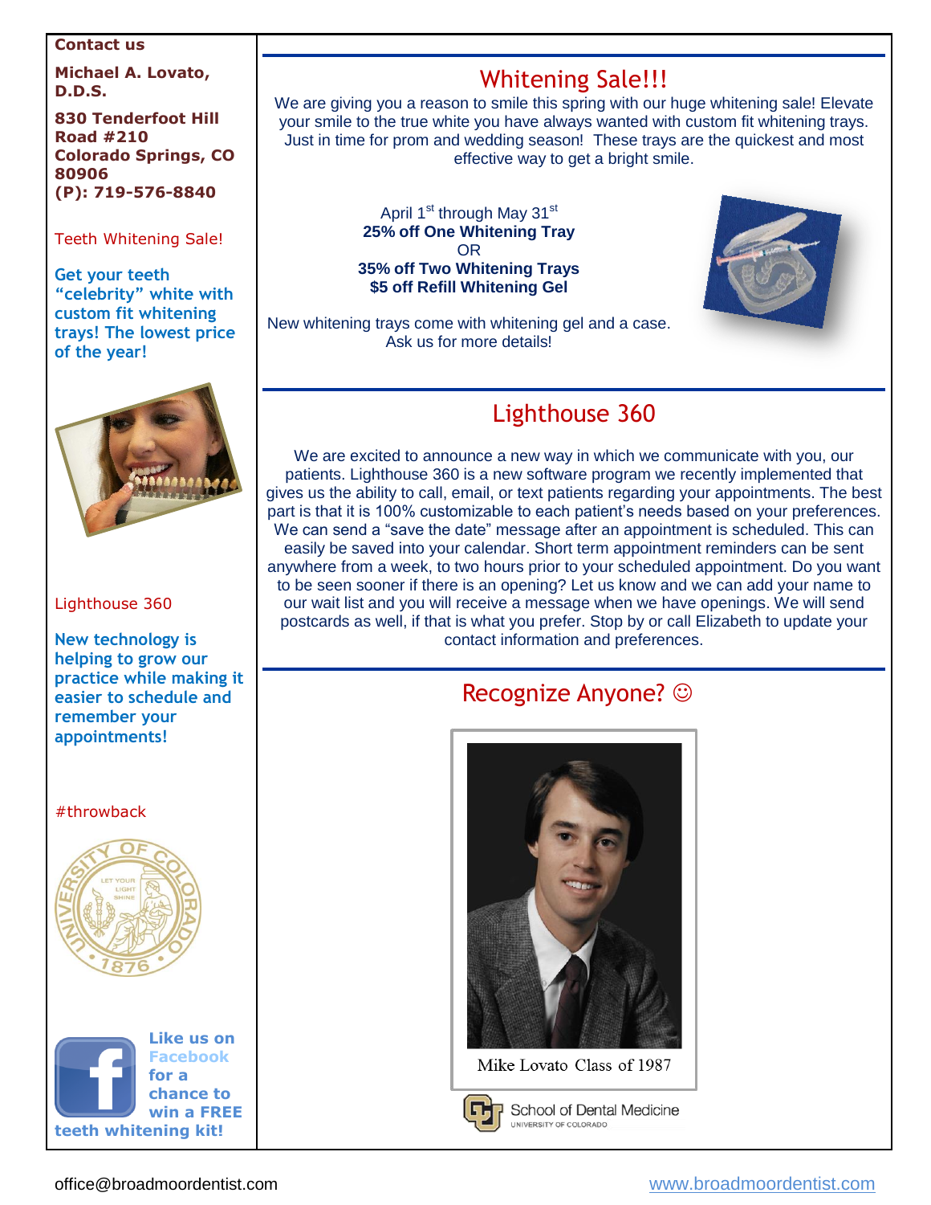**Contact us**

**Michael A. Lovato, D.D.S.**

**830 Tenderfoot Hill Road #210**
**Colorado Springs, CO 80906**
**(P): 719-576-8840**

Teeth Whitening Sale!

**Get your teeth "celebrity" white with custom fit whitening trays! The lowest price of the year!**

Lighthouse 360

**New technology is helping to grow our practice while making it easier to schedule and remember your appointments!**

#throwback

**Like us on Facebook for a chance to win a FREE teeth whitening kit!**

## Whitening Sale!!!

We are giving you a reason to smile this spring with our huge whitening sale! Elevate your smile to the true white you have always wanted with custom fit whitening trays. Just in time for prom and wedding season! These trays are the quickest and most effective way to get a bright smile.

April 1st through May 31st
**25% off One Whitening Tray**
OR
**35% off Two Whitening Trays**
**$5 off Refill Whitening Gel**

New whitening trays come with whitening gel and a case.
Ask us for more details!

## Lighthouse 360

We are excited to announce a new way in which we communicate with you, our patients. Lighthouse 360 is a new software program we recently implemented that gives us the ability to call, email, or text patients regarding your appointments. The best part is that it is 100% customizable to each patient's needs based on your preferences. We can send a "save the date" message after an appointment is scheduled. This can easily be saved into your calendar. Short term appointment reminders can be sent anywhere from a week, to two hours prior to your scheduled appointment. Do you want to be seen sooner if there is an opening? Let us know and we can add your name to our wait list and you will receive a message when we have openings. We will send postcards as well, if that is what you prefer. Stop by or call Elizabeth to update your contact information and preferences.

## Recognize Anyone? ☺

Mike Lovato Class of 1987

School of Dental Medicine
UNIVERSITY OF COLORADO

office@broadmoordentist.com www.broadmoordentist.com